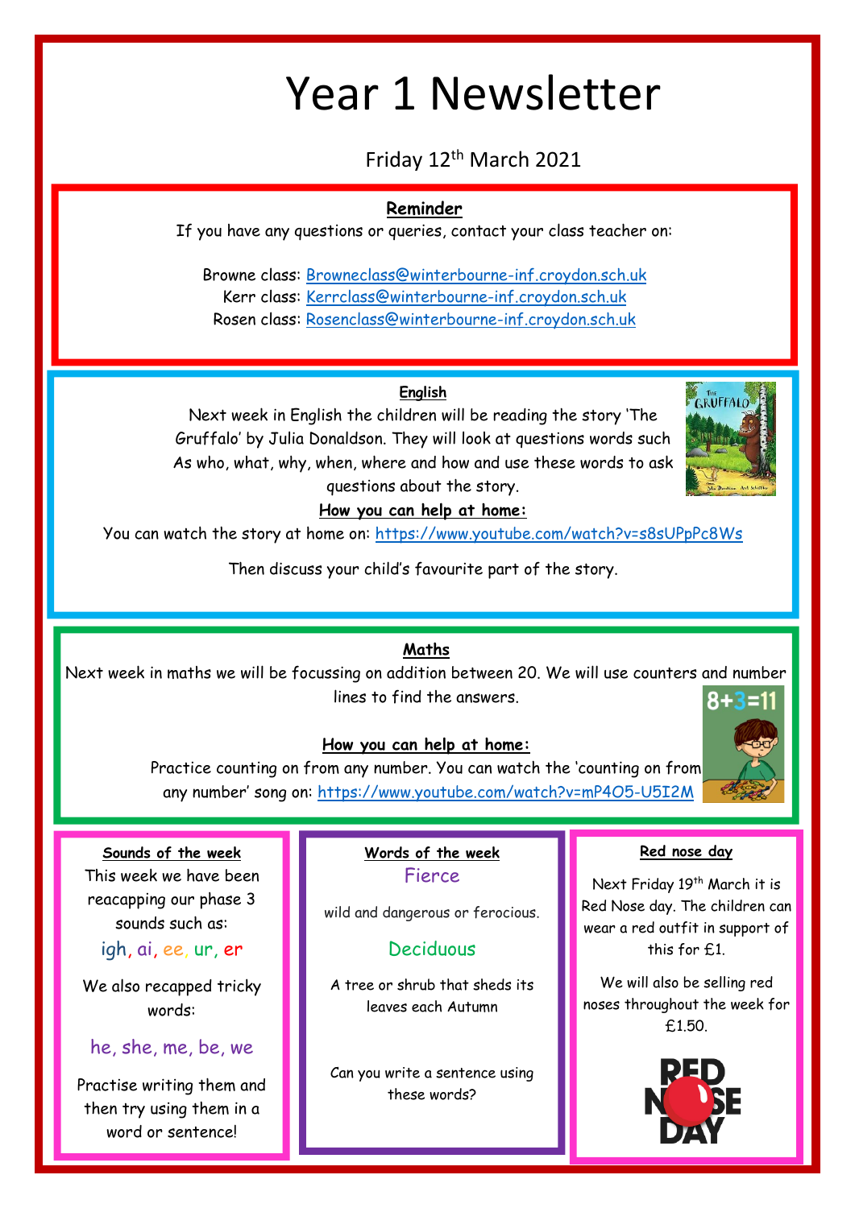# Year 1 Newsletter

Friday 12th March 2021

## Reminder

If you have any questions or queries, contact your class teacher on:

Browne class: Browneclass@winterbourne-inf.croydon.sch.uk
Kerr class: Kerrclass@winterbourne-inf.croydon.sch.uk
Rosen class: Rosenclass@winterbourne-inf.croydon.sch.uk

## English

Next week in English the children will be reading the story 'The Gruffalo' by Julia Donaldson. They will look at questions words such As who, what, why, when, where and how and use these words to ask questions about the story.

**How you can help at home:**

You can watch the story at home on: https://www.youtube.com/watch?v=s8sUPpPc8Ws

Then discuss your child's favourite part of the story.

## Maths

Next week in maths we will be focussing on addition between 20. We will use counters and number lines to find the answers.

**How you can help at home:**

Practice counting on from any number. You can watch the 'counting on from any number' song on: https://www.youtube.com/watch?v=mP4O5-U5I2M

## Sounds of the week

This week we have been reacapping our phase 3 sounds such as:

igh, ai, ee, ur, er

We also recapped tricky words:

he, she, me, be, we

Practise writing them and then try using them in a word or sentence!

## Words of the week

**Fierce**

wild and dangerous or ferocious.

**Deciduous**

A tree or shrub that sheds its leaves each Autumn

Can you write a sentence using these words?

## Red nose day

Next Friday 19th March it is Red Nose day. The children can wear a red outfit in support of this for £1.

We will also be selling red noses throughout the week for £1.50.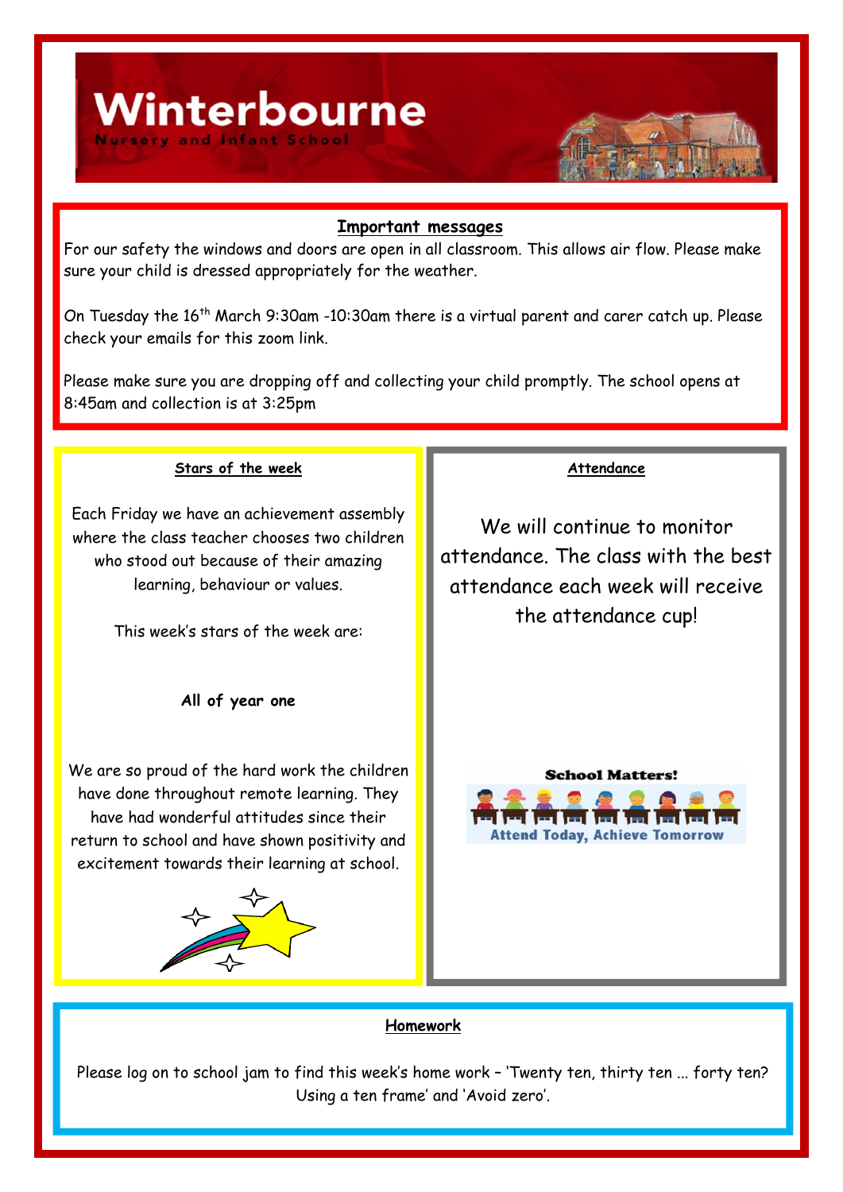# Winterbourne

Nursery and Infant School

## Important messages

For our safety the windows and doors are open in all classroom. This allows air flow. Please make sure your child is dressed appropriately for the weather.

On Tuesday the 16th March 9:30am -10:30am there is a virtual parent and carer catch up. Please check your emails for this zoom link.

Please make sure you are dropping off and collecting your child promptly. The school opens at 8:45am and collection is at 3:25pm

## Stars of the week

Each Friday we have an achievement assembly where the class teacher chooses two children who stood out because of their amazing learning, behaviour or values.

This week's stars of the week are:

**All of year one**

We are so proud of the hard work the children have done throughout remote learning. They have had wonderful attitudes since their return to school and have shown positivity and excitement towards their learning at school.

## Attendance

We will continue to monitor attendance. The class with the best attendance each week will receive the attendance cup!

School Matters!

Attend Today, Achieve Tomorrow

## Homework

Please log on to school jam to find this week's home work – 'Twenty ten, thirty ten ... forty ten? Using a ten frame' and 'Avoid zero'.